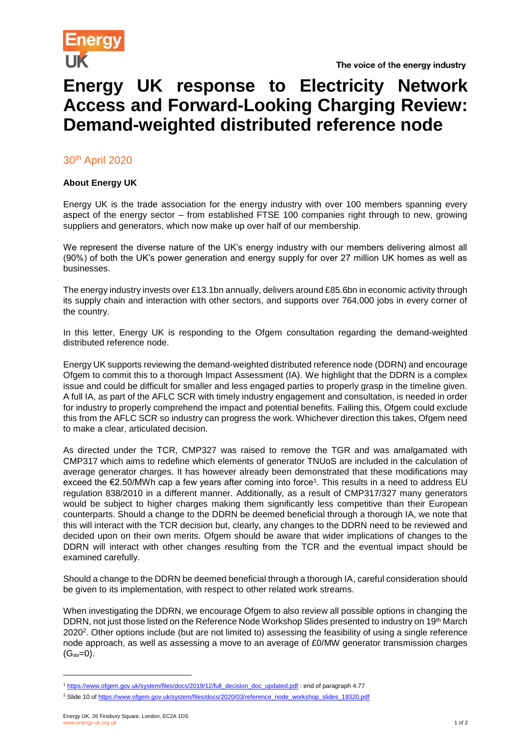# Energy UK response to Electricity Network Access and Forward-Looking Charging Review: Demand-weighted distributed reference node

30th April 2020

**About Energy UK**

Energy UK is the trade association for the energy industry with over 100 members spanning every aspect of the energy sector – from established FTSE 100 companies right through to new, growing suppliers and generators, which now make up over half of our membership.

We represent the diverse nature of the UK's energy industry with our members delivering almost all (90%) of both the UK's power generation and energy supply for over 27 million UK homes as well as businesses.

The energy industry invests over £13.1bn annually, delivers around £85.6bn in economic activity through its supply chain and interaction with other sectors, and supports over 764,000 jobs in every corner of the country.

In this letter, Energy UK is responding to the Ofgem consultation regarding the demand-weighted distributed reference node.

Energy UK supports reviewing the demand-weighted distributed reference node (DDRN) and encourage Ofgem to commit this to a thorough Impact Assessment (IA). We highlight that the DDRN is a complex issue and could be difficult for smaller and less engaged parties to properly grasp in the timeline given. A full IA, as part of the AFLC SCR with timely industry engagement and consultation, is needed in order for industry to properly comprehend the impact and potential benefits. Failing this, Ofgem could exclude this from the AFLC SCR so industry can progress the work. Whichever direction this takes, Ofgem need to make a clear, articulated decision.

As directed under the TCR, CMP327 was raised to remove the TGR and was amalgamated with CMP317 which aims to redefine which elements of generator TNUoS are included in the calculation of average generator charges. It has however already been demonstrated that these modifications may exceed the €2.50/MWh cap a few years after coming into force[1]. This results in a need to address EU regulation 838/2010 in a different manner. Additionally, as a result of CMP317/327 many generators would be subject to higher charges making them significantly less competitive than their European counterparts. Should a change to the DDRN be deemed beneficial through a thorough IA, we note that this will interact with the TCR decision but, clearly, any changes to the DDRN need to be reviewed and decided upon on their own merits. Ofgem should be aware that wider implications of changes to the DDRN will interact with other changes resulting from the TCR and the eventual impact should be examined carefully.

Should a change to the DDRN be deemed beneficial through a thorough IA, careful consideration should be given to its implementation, with respect to other related work streams.

When investigating the DDRN, we encourage Ofgem to also review all possible options in changing the DDRN, not just those listed on the Reference Node Workshop Slides presented to industry on 19th March 2020[2]. Other options include (but are not limited to) assessing the feasibility of using a single reference node approach, as well as assessing a move to an average of £0/MW generator transmission charges ($G_{av}$=0).

---

[1] https://www.ofgem.gov.uk/system/files/docs/2019/12/full_decision_doc_updated.pdf : end of paragraph 4.77

[2] Slide 10 of https://www.ofgem.gov.uk/system/files/docs/2020/03/reference_node_workshop_slides_19320.pdf

Energy UK, 26 Finsbury Square, London, EC2A 1DS
www.energy-uk.org.uk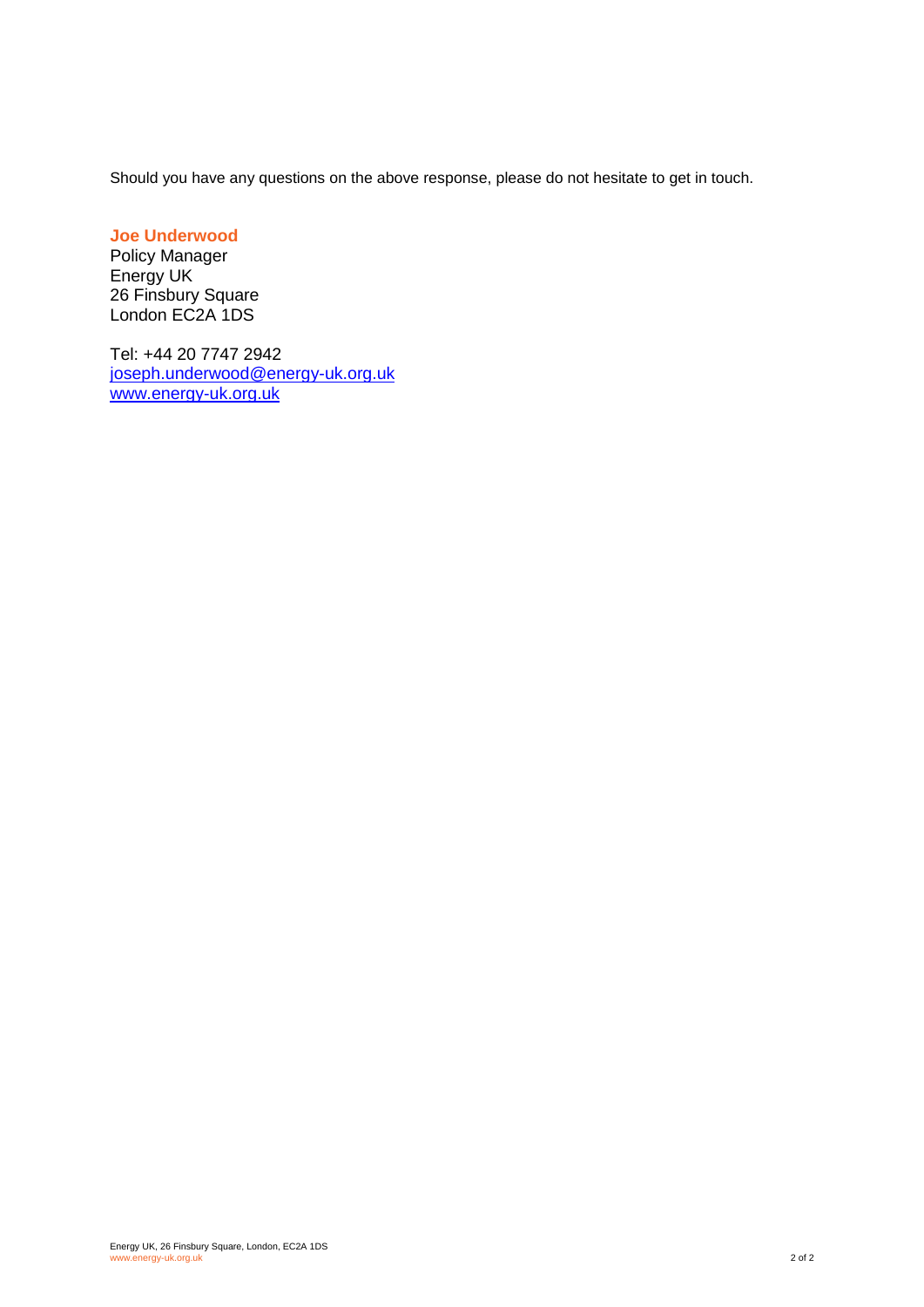Should you have any questions on the above response, please do not hesitate to get in touch.

**Joe Underwood**  
Policy Manager  
Energy UK  
26 Finsbury Square  
London EC2A 1DS

Tel: +44 20 7747 2942  
joseph.underwood@energy-uk.org.uk  
www.energy-uk.org.uk